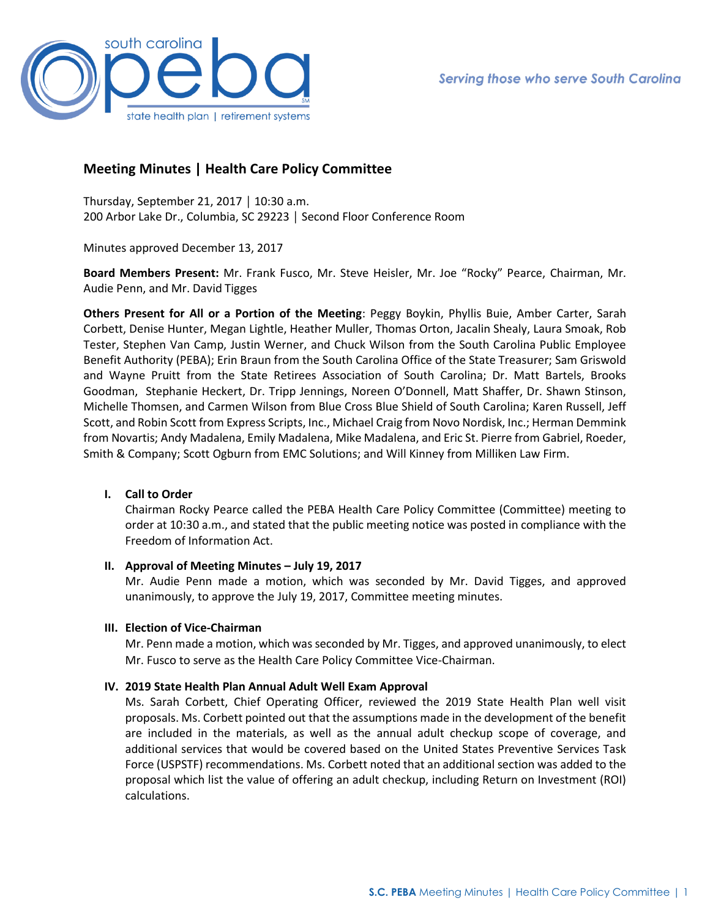# Meeting Minutes | Health Care Policy Committee

Thursday, September 21, 2017 | 10:30 a.m.
200 Arbor Lake Dr., Columbia, SC 29223 | Second Floor Conference Room

Minutes approved December 13, 2017

**Board Members Present:** Mr. Frank Fusco, Mr. Steve Heisler, Mr. Joe "Rocky" Pearce, Chairman, Mr. Audie Penn, and Mr. David Tigges

**Others Present for All or a Portion of the Meeting**: Peggy Boykin, Phyllis Buie, Amber Carter, Sarah Corbett, Denise Hunter, Megan Lightle, Heather Muller, Thomas Orton, Jacalin Shealy, Laura Smoak, Rob Tester, Stephen Van Camp, Justin Werner, and Chuck Wilson from the South Carolina Public Employee Benefit Authority (PEBA); Erin Braun from the South Carolina Office of the State Treasurer; Sam Griswold and Wayne Pruitt from the State Retirees Association of South Carolina; Dr. Matt Bartels, Brooks Goodman, Stephanie Heckert, Dr. Tripp Jennings, Noreen O'Donnell, Matt Shaffer, Dr. Shawn Stinson, Michelle Thomsen, and Carmen Wilson from Blue Cross Blue Shield of South Carolina; Karen Russell, Jeff Scott, and Robin Scott from Express Scripts, Inc., Michael Craig from Novo Nordisk, Inc.; Herman Demmink from Novartis; Andy Madalena, Emily Madalena, Mike Madalena, and Eric St. Pierre from Gabriel, Roeder, Smith & Company; Scott Ogburn from EMC Solutions; and Will Kinney from Milliken Law Firm.

## I. Call to Order

Chairman Rocky Pearce called the PEBA Health Care Policy Committee (Committee) meeting to order at 10:30 a.m., and stated that the public meeting notice was posted in compliance with the Freedom of Information Act.

## II. Approval of Meeting Minutes – July 19, 2017

Mr. Audie Penn made a motion, which was seconded by Mr. David Tigges, and approved unanimously, to approve the July 19, 2017, Committee meeting minutes.

## III. Election of Vice-Chairman

Mr. Penn made a motion, which was seconded by Mr. Tigges, and approved unanimously, to elect Mr. Fusco to serve as the Health Care Policy Committee Vice-Chairman.

## IV. 2019 State Health Plan Annual Adult Well Exam Approval

Ms. Sarah Corbett, Chief Operating Officer, reviewed the 2019 State Health Plan well visit proposals. Ms. Corbett pointed out that the assumptions made in the development of the benefit are included in the materials, as well as the annual adult checkup scope of coverage, and additional services that would be covered based on the United States Preventive Services Task Force (USPSTF) recommendations. Ms. Corbett noted that an additional section was added to the proposal which list the value of offering an adult checkup, including Return on Investment (ROI) calculations.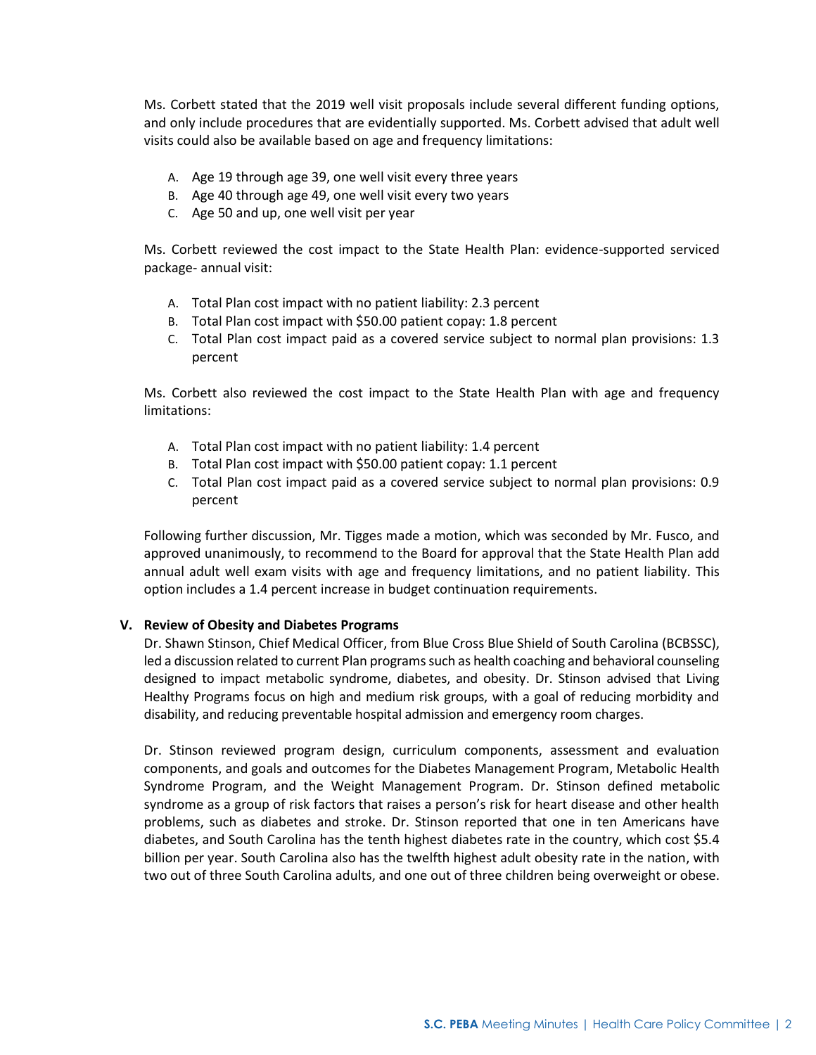Ms. Corbett stated that the 2019 well visit proposals include several different funding options, and only include procedures that are evidentially supported. Ms. Corbett advised that adult well visits could also be available based on age and frequency limitations:

A. Age 19 through age 39, one well visit every three years
B. Age 40 through age 49, one well visit every two years
C. Age 50 and up, one well visit per year

Ms. Corbett reviewed the cost impact to the State Health Plan: evidence-supported serviced package- annual visit:

A. Total Plan cost impact with no patient liability: 2.3 percent
B. Total Plan cost impact with $50.00 patient copay: 1.8 percent
C. Total Plan cost impact paid as a covered service subject to normal plan provisions: 1.3 percent

Ms. Corbett also reviewed the cost impact to the State Health Plan with age and frequency limitations:

A. Total Plan cost impact with no patient liability: 1.4 percent
B. Total Plan cost impact with $50.00 patient copay: 1.1 percent
C. Total Plan cost impact paid as a covered service subject to normal plan provisions: 0.9 percent

Following further discussion, Mr. Tigges made a motion, which was seconded by Mr. Fusco, and approved unanimously, to recommend to the Board for approval that the State Health Plan add annual adult well exam visits with age and frequency limitations, and no patient liability. This option includes a 1.4 percent increase in budget continuation requirements.

**V. Review of Obesity and Diabetes Programs**

Dr. Shawn Stinson, Chief Medical Officer, from Blue Cross Blue Shield of South Carolina (BCBSSC), led a discussion related to current Plan programs such as health coaching and behavioral counseling designed to impact metabolic syndrome, diabetes, and obesity. Dr. Stinson advised that Living Healthy Programs focus on high and medium risk groups, with a goal of reducing morbidity and disability, and reducing preventable hospital admission and emergency room charges.

Dr. Stinson reviewed program design, curriculum components, assessment and evaluation components, and goals and outcomes for the Diabetes Management Program, Metabolic Health Syndrome Program, and the Weight Management Program. Dr. Stinson defined metabolic syndrome as a group of risk factors that raises a person's risk for heart disease and other health problems, such as diabetes and stroke. Dr. Stinson reported that one in ten Americans have diabetes, and South Carolina has the tenth highest diabetes rate in the country, which cost $5.4 billion per year. South Carolina also has the twelfth highest adult obesity rate in the nation, with two out of three South Carolina adults, and one out of three children being overweight or obese.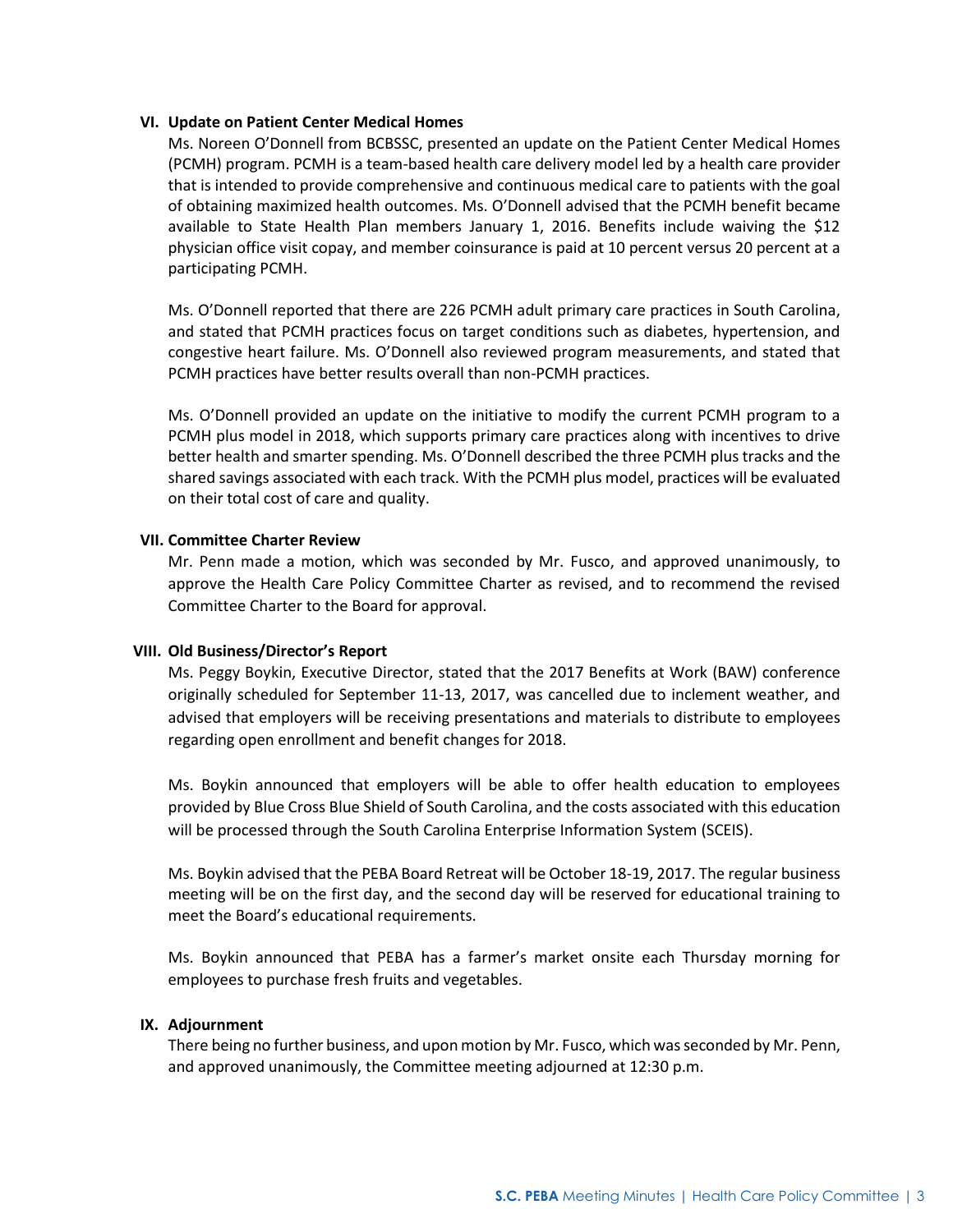## VI. Update on Patient Center Medical Homes

Ms. Noreen O'Donnell from BCBSSC, presented an update on the Patient Center Medical Homes (PCMH) program. PCMH is a team-based health care delivery model led by a health care provider that is intended to provide comprehensive and continuous medical care to patients with the goal of obtaining maximized health outcomes. Ms. O'Donnell advised that the PCMH benefit became available to State Health Plan members January 1, 2016. Benefits include waiving the $12 physician office visit copay, and member coinsurance is paid at 10 percent versus 20 percent at a participating PCMH.

Ms. O'Donnell reported that there are 226 PCMH adult primary care practices in South Carolina, and stated that PCMH practices focus on target conditions such as diabetes, hypertension, and congestive heart failure. Ms. O'Donnell also reviewed program measurements, and stated that PCMH practices have better results overall than non-PCMH practices.

Ms. O'Donnell provided an update on the initiative to modify the current PCMH program to a PCMH plus model in 2018, which supports primary care practices along with incentives to drive better health and smarter spending. Ms. O'Donnell described the three PCMH plus tracks and the shared savings associated with each track. With the PCMH plus model, practices will be evaluated on their total cost of care and quality.

## VII. Committee Charter Review

Mr. Penn made a motion, which was seconded by Mr. Fusco, and approved unanimously, to approve the Health Care Policy Committee Charter as revised, and to recommend the revised Committee Charter to the Board for approval.

## VIII. Old Business/Director's Report

Ms. Peggy Boykin, Executive Director, stated that the 2017 Benefits at Work (BAW) conference originally scheduled for September 11-13, 2017, was cancelled due to inclement weather, and advised that employers will be receiving presentations and materials to distribute to employees regarding open enrollment and benefit changes for 2018.

Ms. Boykin announced that employers will be able to offer health education to employees provided by Blue Cross Blue Shield of South Carolina, and the costs associated with this education will be processed through the South Carolina Enterprise Information System (SCEIS).

Ms. Boykin advised that the PEBA Board Retreat will be October 18-19, 2017. The regular business meeting will be on the first day, and the second day will be reserved for educational training to meet the Board's educational requirements.

Ms. Boykin announced that PEBA has a farmer's market onsite each Thursday morning for employees to purchase fresh fruits and vegetables.

## IX. Adjournment

There being no further business, and upon motion by Mr. Fusco, which was seconded by Mr. Penn, and approved unanimously, the Committee meeting adjourned at 12:30 p.m.